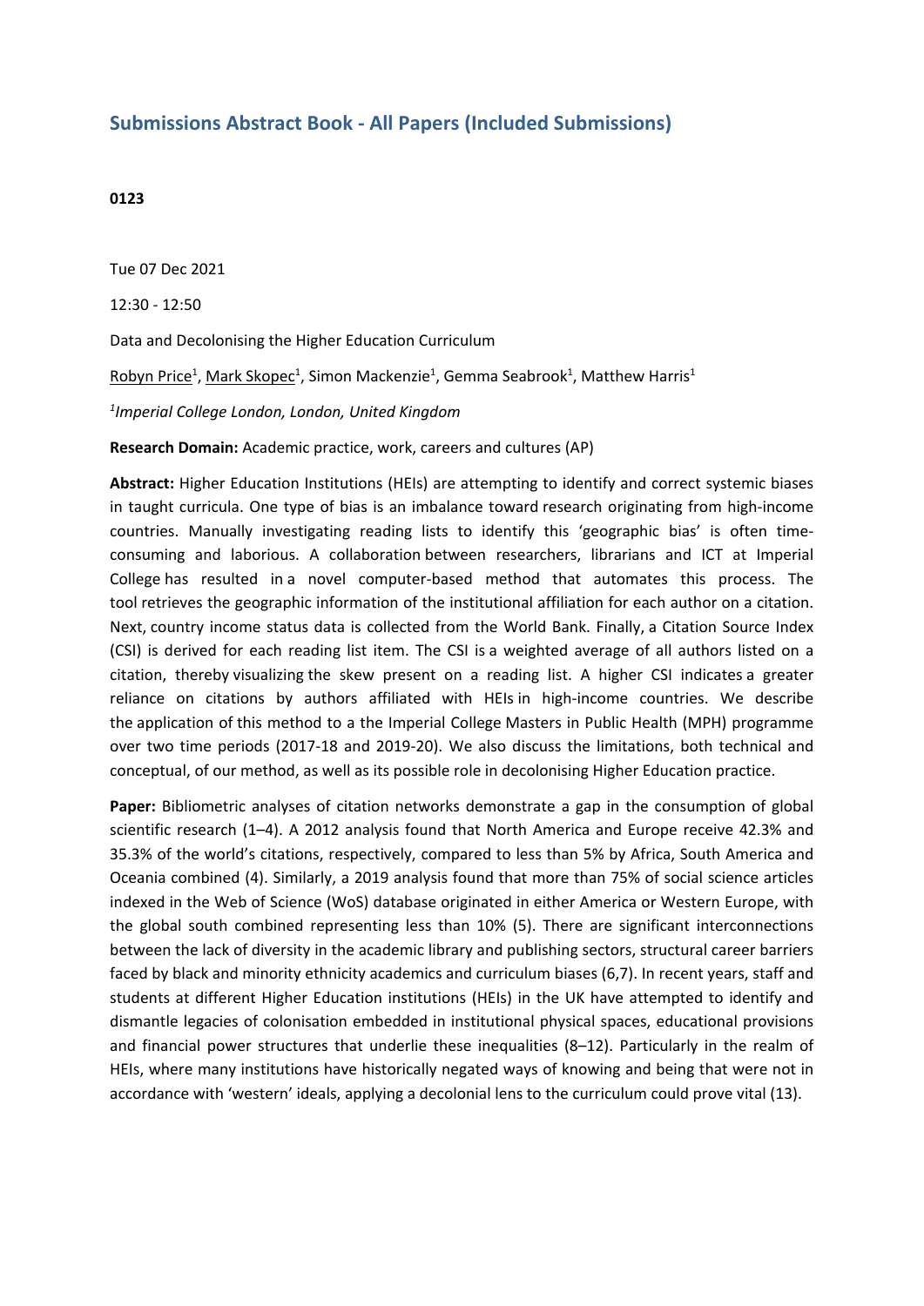## Submissions Abstract Book - All Papers (Included Submissions)

**0123**

Tue 07 Dec 2021

12:30 - 12:50

Data and Decolonising the Higher Education Curriculum

Robyn Price[1], Mark Skopec[1], Simon Mackenzie[1], Gemma Seabrook[1], Matthew Harris[1]

*[1]Imperial College London, London, United Kingdom*

**Research Domain:** Academic practice, work, careers and cultures (AP)

**Abstract:** Higher Education Institutions (HEIs) are attempting to identify and correct systemic biases in taught curricula. One type of bias is an imbalance toward research originating from high-income countries. Manually investigating reading lists to identify this 'geographic bias' is often time-consuming and laborious. A collaboration between researchers, librarians and ICT at Imperial College has resulted in a novel computer-based method that automates this process. The tool retrieves the geographic information of the institutional affiliation for each author on a citation. Next, country income status data is collected from the World Bank. Finally, a Citation Source Index (CSI) is derived for each reading list item. The CSI is a weighted average of all authors listed on a citation, thereby visualizing the skew present on a reading list. A higher CSI indicates a greater reliance on citations by authors affiliated with HEIs in high-income countries. We describe the application of this method to a the Imperial College Masters in Public Health (MPH) programme over two time periods (2017-18 and 2019-20). We also discuss the limitations, both technical and conceptual, of our method, as well as its possible role in decolonising Higher Education practice.

**Paper:** Bibliometric analyses of citation networks demonstrate a gap in the consumption of global scientific research (1–4). A 2012 analysis found that North America and Europe receive 42.3% and 35.3% of the world's citations, respectively, compared to less than 5% by Africa, South America and Oceania combined (4). Similarly, a 2019 analysis found that more than 75% of social science articles indexed in the Web of Science (WoS) database originated in either America or Western Europe, with the global south combined representing less than 10% (5). There are significant interconnections between the lack of diversity in the academic library and publishing sectors, structural career barriers faced by black and minority ethnicity academics and curriculum biases (6,7). In recent years, staff and students at different Higher Education institutions (HEIs) in the UK have attempted to identify and dismantle legacies of colonisation embedded in institutional physical spaces, educational provisions and financial power structures that underlie these inequalities (8–12). Particularly in the realm of HEIs, where many institutions have historically negated ways of knowing and being that were not in accordance with 'western' ideals, applying a decolonial lens to the curriculum could prove vital (13).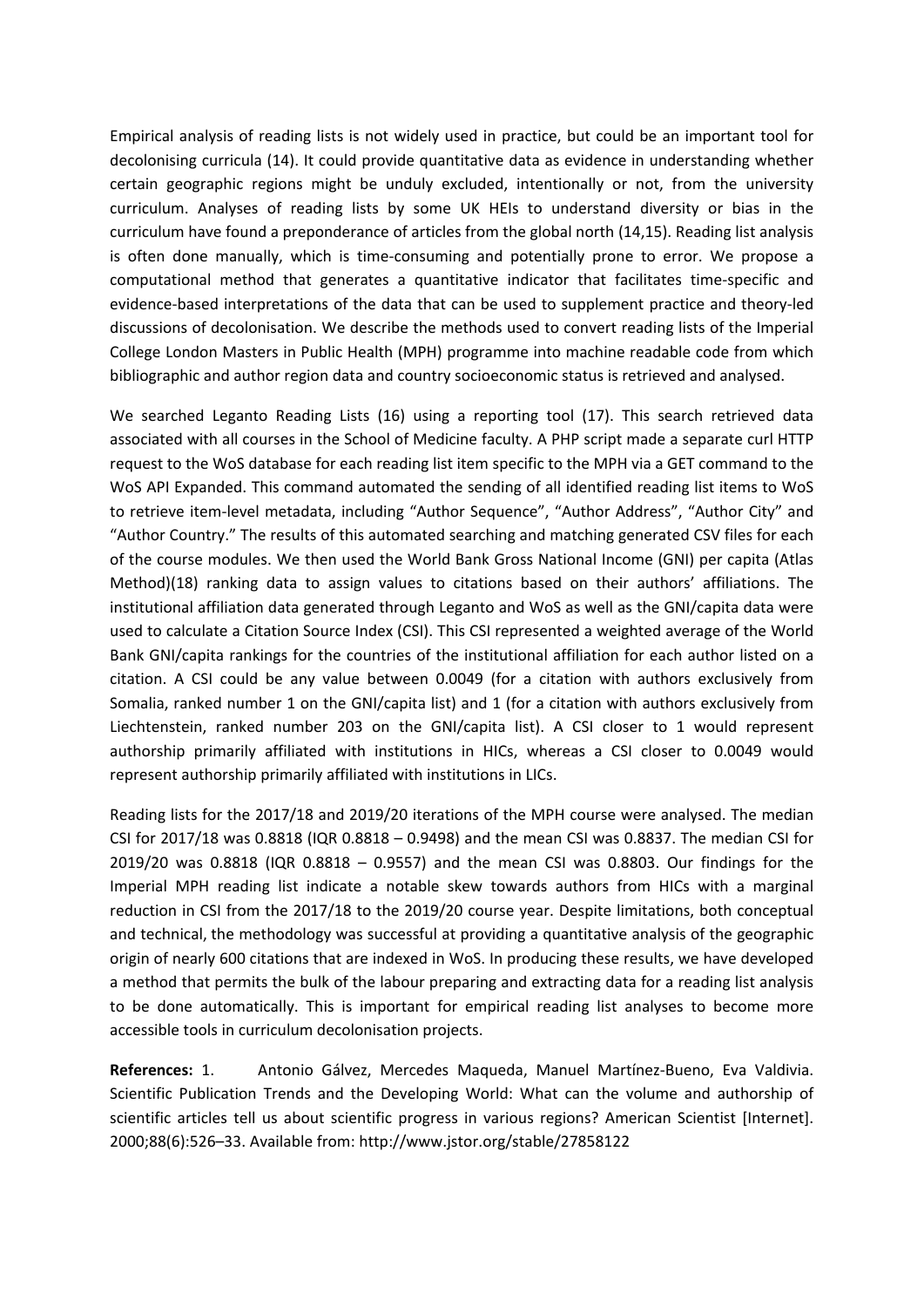Empirical analysis of reading lists is not widely used in practice, but could be an important tool for decolonising curricula (14). It could provide quantitative data as evidence in understanding whether certain geographic regions might be unduly excluded, intentionally or not, from the university curriculum. Analyses of reading lists by some UK HEIs to understand diversity or bias in the curriculum have found a preponderance of articles from the global north (14,15). Reading list analysis is often done manually, which is time-consuming and potentially prone to error. We propose a computational method that generates a quantitative indicator that facilitates time-specific and evidence-based interpretations of the data that can be used to supplement practice and theory-led discussions of decolonisation. We describe the methods used to convert reading lists of the Imperial College London Masters in Public Health (MPH) programme into machine readable code from which bibliographic and author region data and country socioeconomic status is retrieved and analysed.

We searched Leganto Reading Lists (16) using a reporting tool (17). This search retrieved data associated with all courses in the School of Medicine faculty. A PHP script made a separate curl HTTP request to the WoS database for each reading list item specific to the MPH via a GET command to the WoS API Expanded. This command automated the sending of all identified reading list items to WoS to retrieve item-level metadata, including "Author Sequence", "Author Address", "Author City" and "Author Country." The results of this automated searching and matching generated CSV files for each of the course modules. We then used the World Bank Gross National Income (GNI) per capita (Atlas Method)(18) ranking data to assign values to citations based on their authors' affiliations. The institutional affiliation data generated through Leganto and WoS as well as the GNI/capita data were used to calculate a Citation Source Index (CSI). This CSI represented a weighted average of the World Bank GNI/capita rankings for the countries of the institutional affiliation for each author listed on a citation. A CSI could be any value between 0.0049 (for a citation with authors exclusively from Somalia, ranked number 1 on the GNI/capita list) and 1 (for a citation with authors exclusively from Liechtenstein, ranked number 203 on the GNI/capita list). A CSI closer to 1 would represent authorship primarily affiliated with institutions in HICs, whereas a CSI closer to 0.0049 would represent authorship primarily affiliated with institutions in LICs.

Reading lists for the 2017/18 and 2019/20 iterations of the MPH course were analysed. The median CSI for 2017/18 was 0.8818 (IQR 0.8818 – 0.9498) and the mean CSI was 0.8837. The median CSI for 2019/20 was 0.8818 (IQR 0.8818 – 0.9557) and the mean CSI was 0.8803. Our findings for the Imperial MPH reading list indicate a notable skew towards authors from HICs with a marginal reduction in CSI from the 2017/18 to the 2019/20 course year. Despite limitations, both conceptual and technical, the methodology was successful at providing a quantitative analysis of the geographic origin of nearly 600 citations that are indexed in WoS. In producing these results, we have developed a method that permits the bulk of the labour preparing and extracting data for a reading list analysis to be done automatically. This is important for empirical reading list analyses to become more accessible tools in curriculum decolonisation projects.

**References:** 1. Antonio Gálvez, Mercedes Maqueda, Manuel Martínez-Bueno, Eva Valdivia. Scientific Publication Trends and the Developing World: What can the volume and authorship of scientific articles tell us about scientific progress in various regions? American Scientist [Internet]. 2000;88(6):526–33. Available from: http://www.jstor.org/stable/27858122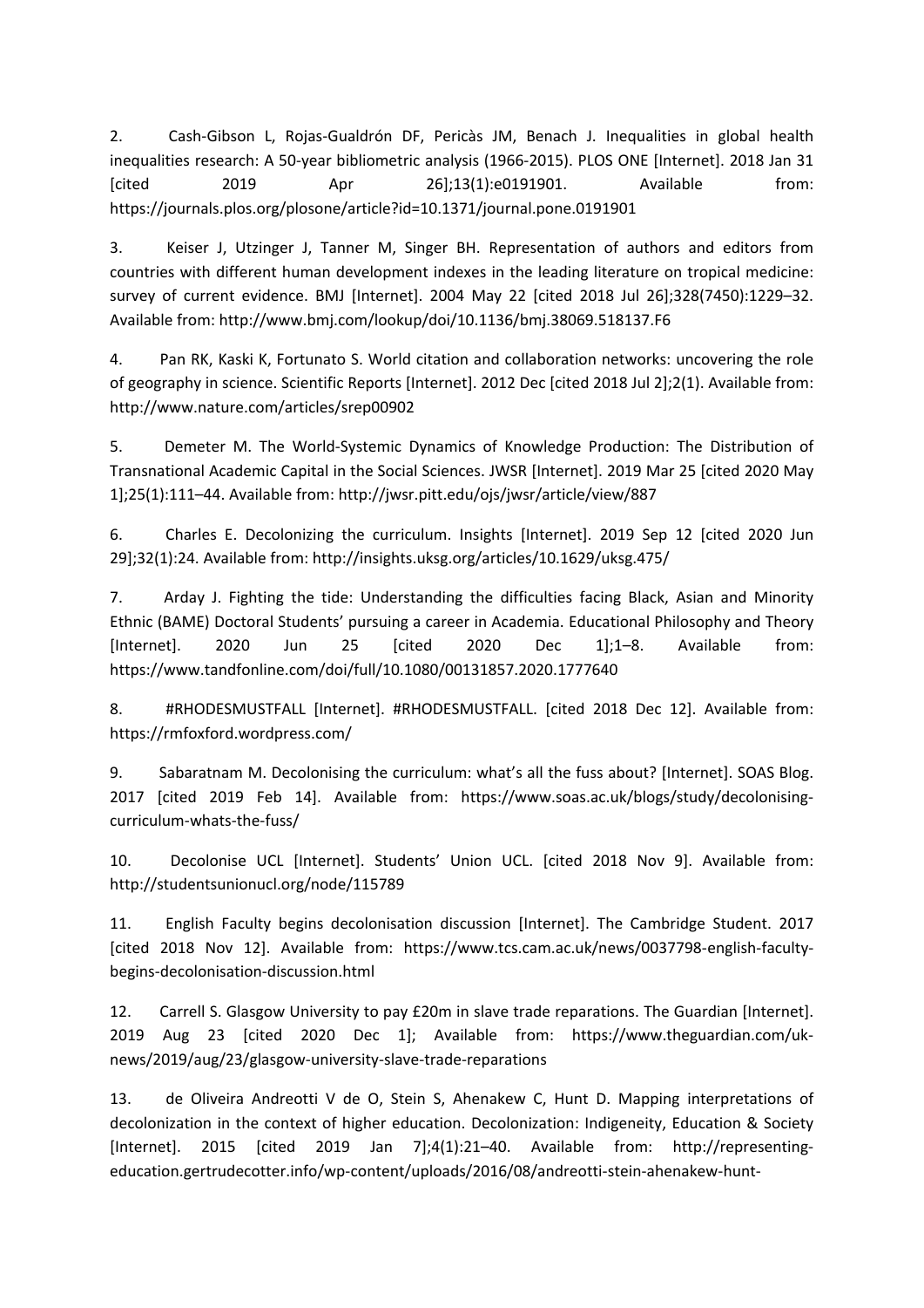2. Cash-Gibson L, Rojas-Gualdrón DF, Pericàs JM, Benach J. Inequalities in global health inequalities research: A 50-year bibliometric analysis (1966-2015). PLOS ONE [Internet]. 2018 Jan 31 [cited 2019 Apr 26];13(1):e0191901. Available from: https://journals.plos.org/plosone/article?id=10.1371/journal.pone.0191901

3. Keiser J, Utzinger J, Tanner M, Singer BH. Representation of authors and editors from countries with different human development indexes in the leading literature on tropical medicine: survey of current evidence. BMJ [Internet]. 2004 May 22 [cited 2018 Jul 26];328(7450):1229–32. Available from: http://www.bmj.com/lookup/doi/10.1136/bmj.38069.518137.F6

4. Pan RK, Kaski K, Fortunato S. World citation and collaboration networks: uncovering the role of geography in science. Scientific Reports [Internet]. 2012 Dec [cited 2018 Jul 2];2(1). Available from: http://www.nature.com/articles/srep00902

5. Demeter M. The World-Systemic Dynamics of Knowledge Production: The Distribution of Transnational Academic Capital in the Social Sciences. JWSR [Internet]. 2019 Mar 25 [cited 2020 May 1];25(1):111–44. Available from: http://jwsr.pitt.edu/ojs/jwsr/article/view/887

6. Charles E. Decolonizing the curriculum. Insights [Internet]. 2019 Sep 12 [cited 2020 Jun 29];32(1):24. Available from: http://insights.uksg.org/articles/10.1629/uksg.475/

7. Arday J. Fighting the tide: Understanding the difficulties facing Black, Asian and Minority Ethnic (BAME) Doctoral Students' pursuing a career in Academia. Educational Philosophy and Theory [Internet]. 2020 Jun 25 [cited 2020 Dec 1];1–8. Available from: https://www.tandfonline.com/doi/full/10.1080/00131857.2020.1777640

8. #RHODESMUSTFALL [Internet]. #RHODESMUSTFALL. [cited 2018 Dec 12]. Available from: https://rmfoxford.wordpress.com/

9. Sabaratnam M. Decolonising the curriculum: what's all the fuss about? [Internet]. SOAS Blog. 2017 [cited 2019 Feb 14]. Available from: https://www.soas.ac.uk/blogs/study/decolonising-curriculum-whats-the-fuss/

10. Decolonise UCL [Internet]. Students' Union UCL. [cited 2018 Nov 9]. Available from: http://studentsunionucl.org/node/115789

11. English Faculty begins decolonisation discussion [Internet]. The Cambridge Student. 2017 [cited 2018 Nov 12]. Available from: https://www.tcs.cam.ac.uk/news/0037798-english-faculty-begins-decolonisation-discussion.html

12. Carrell S. Glasgow University to pay £20m in slave trade reparations. The Guardian [Internet]. 2019 Aug 23 [cited 2020 Dec 1]; Available from: https://www.theguardian.com/uk-news/2019/aug/23/glasgow-university-slave-trade-reparations

13. de Oliveira Andreotti V de O, Stein S, Ahenakew C, Hunt D. Mapping interpretations of decolonization in the context of higher education. Decolonization: Indigeneity, Education & Society [Internet]. 2015 [cited 2019 Jan 7];4(1):21–40. Available from: http://representing-education.gertrudecotter.info/wp-content/uploads/2016/08/andreotti-stein-ahenakew-hunt-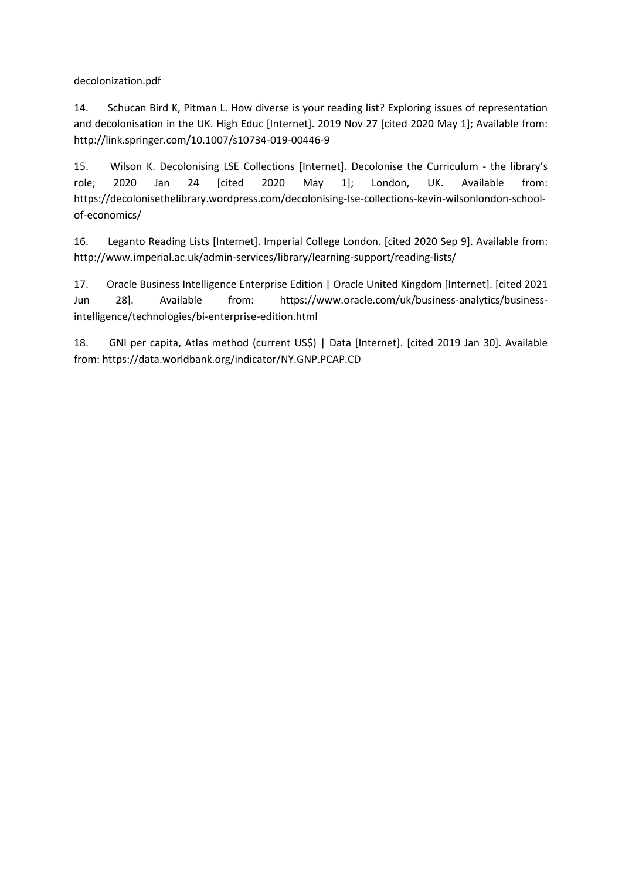decolonization.pdf

14. Schucan Bird K, Pitman L. How diverse is your reading list? Exploring issues of representation and decolonisation in the UK. High Educ [Internet]. 2019 Nov 27 [cited 2020 May 1]; Available from: http://link.springer.com/10.1007/s10734-019-00446-9

15. Wilson K. Decolonising LSE Collections [Internet]. Decolonise the Curriculum - the library's role; 2020 Jan 24 [cited 2020 May 1]; London, UK. Available from: https://decolonisethelibrary.wordpress.com/decolonising-lse-collections-kevin-wilsonlondon-school-of-economics/

16. Leganto Reading Lists [Internet]. Imperial College London. [cited 2020 Sep 9]. Available from: http://www.imperial.ac.uk/admin-services/library/learning-support/reading-lists/

17. Oracle Business Intelligence Enterprise Edition | Oracle United Kingdom [Internet]. [cited 2021 Jun 28]. Available from: https://www.oracle.com/uk/business-analytics/business-intelligence/technologies/bi-enterprise-edition.html

18. GNI per capita, Atlas method (current US$) | Data [Internet]. [cited 2019 Jan 30]. Available from: https://data.worldbank.org/indicator/NY.GNP.PCAP.CD